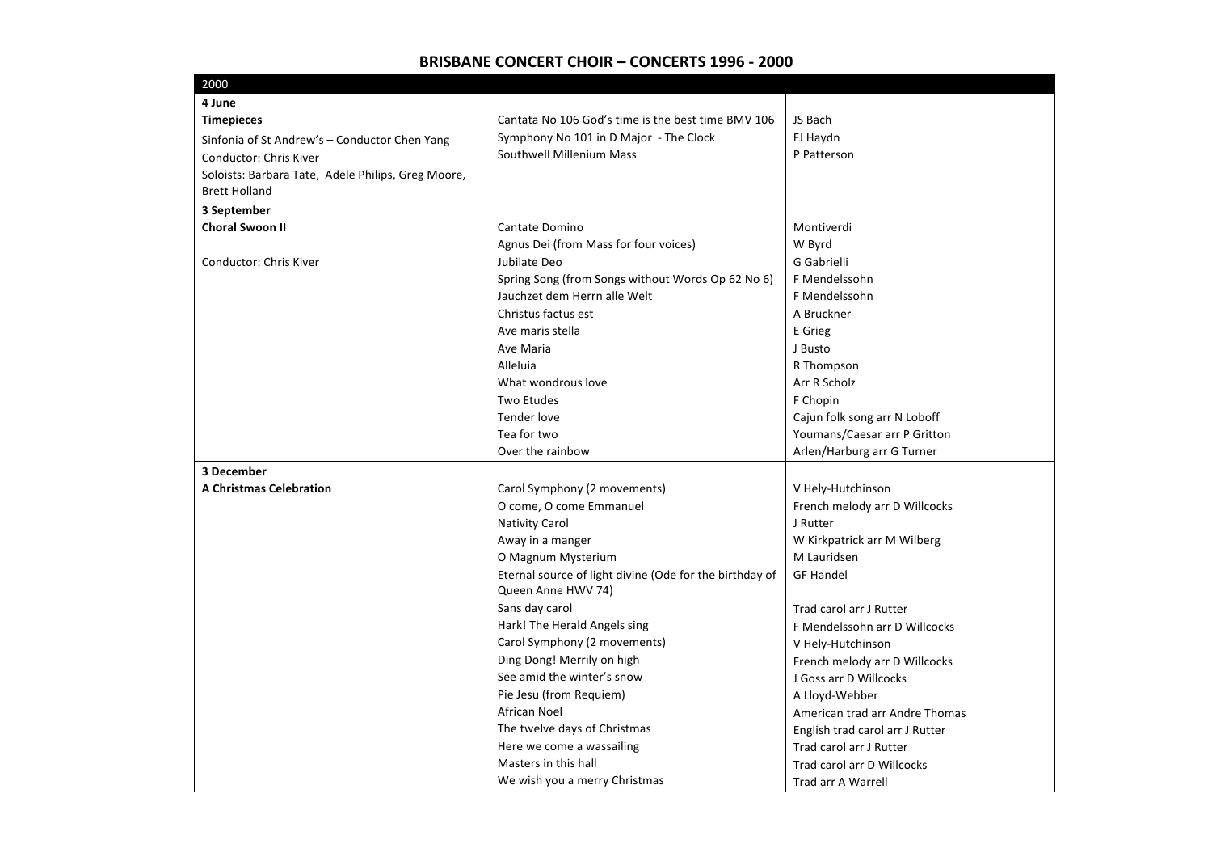# BRISBANE CONCERT CHOIR – CONCERTS 1996 - 2000

| 2000 | | |
|---|---|---|
| **4 June**<br>**Timepieces**<br>Sinfonia of St Andrew's – Conductor Chen Yang<br>Conductor: Chris Kiver<br>Soloists: Barbara Tate, Adele Philips, Greg Moore, Brett Holland | Cantata No 106 God's time is the best time BMV 106<br>Symphony No 101 in D Major - The Clock<br>Southwell Millenium Mass | JS Bach<br>FJ Haydn<br>P Patterson |
| **3 September**<br>**Choral Swoon II**<br><br>Conductor: Chris Kiver | Cantate Domino<br>Agnus Dei (from Mass for four voices)<br>Jubilate Deo<br>Spring Song (from Songs without Words Op 62 No 6)<br>Jauchzet dem Herrn alle Welt<br>Christus factus est<br>Ave maris stella<br>Ave Maria<br>Alleluia<br>What wondrous love<br>Two Etudes<br>Tender love<br>Tea for two<br>Over the rainbow | Montiverdi<br>W Byrd<br>G Gabrielli<br>F Mendelssohn<br>F Mendelssohn<br>A Bruckner<br>E Grieg<br>J Busto<br>R Thompson<br>Arr R Scholz<br>F Chopin<br>Cajun folk song arr N Loboff<br>Youmans/Caesar arr P Gritton<br>Arlen/Harburg arr G Turner |
| **3 December**<br>**A Christmas Celebration** | Carol Symphony (2 movements)<br>O come, O come Emmanuel<br>Nativity Carol<br>Away in a manger<br>O Magnum Mysterium<br>Eternal source of light divine (Ode for the birthday of Queen Anne HWV 74)<br>Sans day carol<br>Hark! The Herald Angels sing<br>Carol Symphony (2 movements)<br>Ding Dong! Merrily on high<br>See amid the winter's snow<br>Pie Jesu (from Requiem)<br>African Noel<br>The twelve days of Christmas<br>Here we come a wassailing<br>Masters in this hall<br>We wish you a merry Christmas | V Hely-Hutchinson<br>French melody arr D Willcocks<br>J Rutter<br>W Kirkpatrick arr M Wilberg<br>M Lauridsen<br>GF Handel<br><br>Trad carol arr J Rutter<br>F Mendelssohn arr D Willcocks<br>V Hely-Hutchinson<br>French melody arr D Willcocks<br>J Goss arr D Willcocks<br>A Lloyd-Webber<br>American trad arr Andre Thomas<br>English trad carol arr J Rutter<br>Trad carol arr J Rutter<br>Trad carol arr D Willcocks<br>Trad arr A Warrell |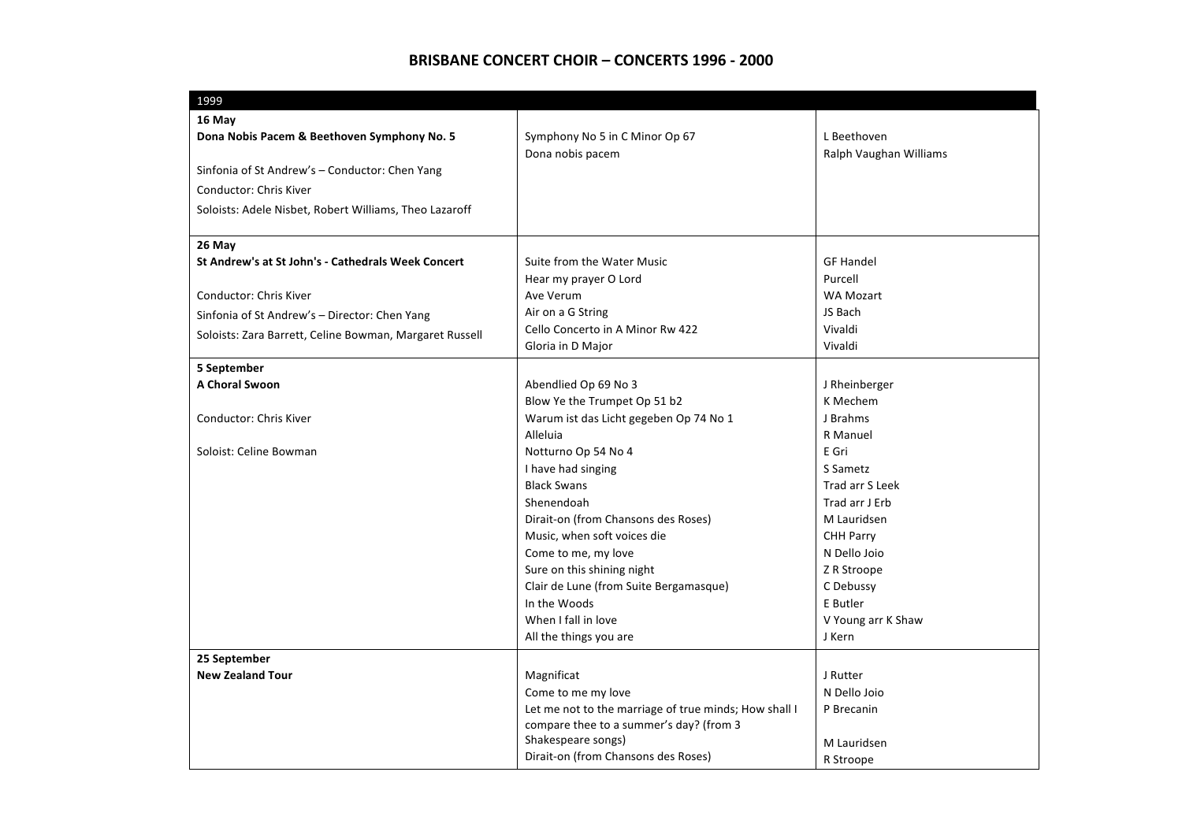# BRISBANE CONCERT CHOIR – CONCERTS 1996 - 2000

| 1999 | | |
|---|---|---|
| **16 May**<br>**Dona Nobis Pacem & Beethoven Symphony No. 5**<br><br>Sinfonia of St Andrew's – Conductor: Chen Yang<br>Conductor: Chris Kiver<br>Soloists: Adele Nisbet, Robert Williams, Theo Lazaroff | Symphony No 5 in C Minor Op 67<br>Dona nobis pacem | L Beethoven<br>Ralph Vaughan Williams |
| **26 May**<br>**St Andrew's at St John's - Cathedrals Week Concert**<br><br>Conductor: Chris Kiver<br>Sinfonia of St Andrew's – Director: Chen Yang<br>Soloists: Zara Barrett, Celine Bowman, Margaret Russell | Suite from the Water Music<br>Hear my prayer O Lord<br>Ave Verum<br>Air on a G String<br>Cello Concerto in A Minor Rw 422<br>Gloria in D Major | GF Handel<br>Purcell<br>WA Mozart<br>JS Bach<br>Vivaldi<br>Vivaldi |
| **5 September**<br>**A Choral Swoon**<br><br>Conductor: Chris Kiver<br><br>Soloist: Celine Bowman | Abendlied Op 69 No 3<br>Blow Ye the Trumpet Op 51 b2<br>Warum ist das Licht gegeben Op 74 No 1<br>Alleluia<br>Notturno Op 54 No 4<br>I have had singing<br>Black Swans<br>Shenendoah<br>Dirait-on (from Chansons des Roses)<br>Music, when soft voices die<br>Come to me, my love<br>Sure on this shining night<br>Clair de Lune (from Suite Bergamasque)<br>In the Woods<br>When I fall in love<br>All the things you are | J Rheinberger<br>K Mechem<br>J Brahms<br>R Manuel<br>E Gri<br>S Sametz<br>Trad arr S Leek<br>Trad arr J Erb<br>M Lauridsen<br>CHH Parry<br>N Dello Joio<br>Z R Stroope<br>C Debussy<br>E Butler<br>V Young arr K Shaw<br>J Kern |
| **25 September**<br>**New Zealand Tour** | Magnificat<br>Come to me my love<br>Let me not to the marriage of true minds; How shall I compare thee to a summer's day? (from 3 Shakespeare songs)<br>Dirait-on (from Chansons des Roses) | J Rutter<br>N Dello Joio<br>P Brecanin<br><br>M Lauridsen<br>R Stroope |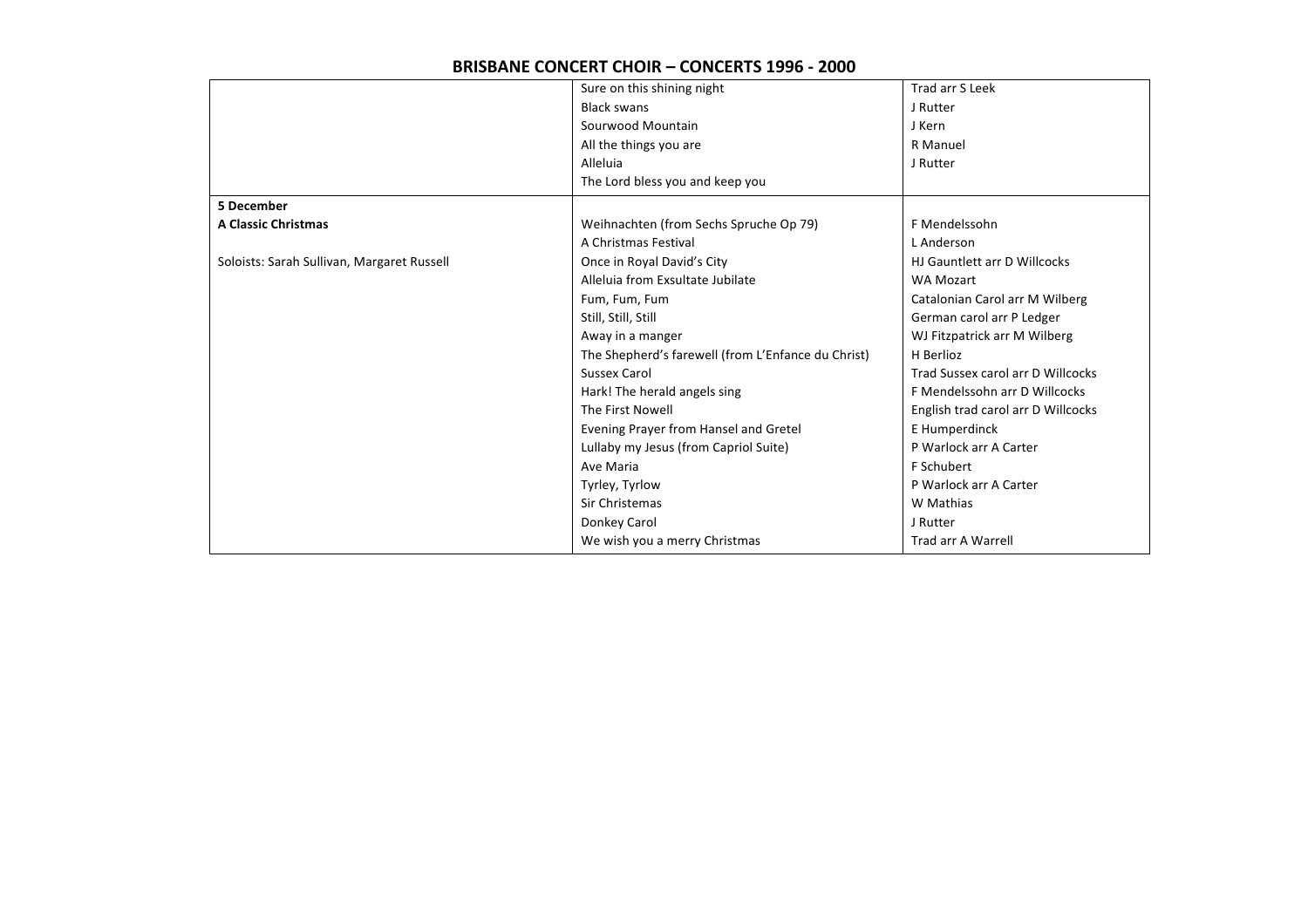# BRISBANE CONCERT CHOIR – CONCERTS 1996 - 2000

| | | |
|---|---|---|
| | Sure on this shining night | Trad arr S Leek |
| | Black swans | J Rutter |
| | Sourwood Mountain | J Kern |
| | All the things you are | R Manuel |
| | Alleluia | J Rutter |
| | The Lord bless you and keep you | |
| **5 December** | | |
| **A Classic Christmas** | Weihnachten (from Sechs Spruche Op 79) | F Mendelssohn |
| | A Christmas Festival | L Anderson |
| Soloists: Sarah Sullivan, Margaret Russell | Once in Royal David's City | HJ Gauntlett arr D Willcocks |
| | Alleluia from Exsultate Jubilate | WA Mozart |
| | Fum, Fum, Fum | Catalonian Carol arr M Wilberg |
| | Still, Still, Still | German carol arr P Ledger |
| | Away in a manger | WJ Fitzpatrick arr M Wilberg |
| | The Shepherd's farewell (from L'Enfance du Christ) | H Berlioz |
| | Sussex Carol | Trad Sussex carol arr D Willcocks |
| | Hark! The herald angels sing | F Mendelssohn arr D Willcocks |
| | The First Nowell | English trad carol arr D Willcocks |
| | Evening Prayer from Hansel and Gretel | E Humperdinck |
| | Lullaby my Jesus (from Capriol Suite) | P Warlock arr A Carter |
| | Ave Maria | F Schubert |
| | Tyrley, Tyrlow | P Warlock arr A Carter |
| | Sir Christemas | W Mathias |
| | Donkey Carol | J Rutter |
| | We wish you a merry Christmas | Trad arr A Warrell |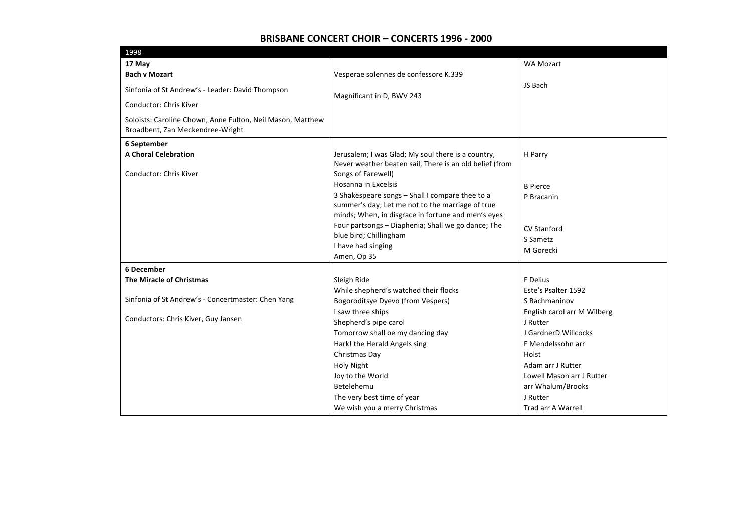# BRISBANE CONCERT CHOIR – CONCERTS 1996 - 2000

| 1998 | | |
|---|---|---|
| **17 May**<br>**Bach v Mozart**<br>Sinfonia of St Andrew's - Leader: David Thompson<br>Conductor: Chris Kiver<br>Soloists: Caroline Chown, Anne Fulton, Neil Mason, Matthew Broadbent, Zan Meckendree-Wright | Vesperae solennes de confessore K.339<br>Magnificant in D, BWV 243 | WA Mozart<br>JS Bach |
| **6 September**<br>**A Choral Celebration**<br>Conductor: Chris Kiver | Jerusalem; I was Glad; My soul there is a country, Never weather beaten sail, There is an old belief (from Songs of Farewell)<br>Hosanna in Excelsis<br>3 Shakespeare songs – Shall I compare thee to a summer's day; Let me not to the marriage of true minds; When, in disgrace in fortune and men's eyes<br>Four partsongs – Diaphenia; Shall we go dance; The blue bird; Chillingham<br>I have had singing<br>Amen, Op 35 | H Parry<br>B Pierce<br>P Bracanin<br>CV Stanford<br>S Sametz<br>M Gorecki |
| **6 December**<br>**The Miracle of Christmas**<br>Sinfonia of St Andrew's - Concertmaster: Chen Yang<br>Conductors: Chris Kiver, Guy Jansen | Sleigh Ride<br>While shepherd's watched their flocks<br>Bogoroditsye Dyevo (from Vespers)<br>I saw three ships<br>Shepherd's pipe carol<br>Tomorrow shall be my dancing day<br>Hark! the Herald Angels sing<br>Christmas Day<br>Holy Night<br>Joy to the World<br>Betelehemu<br>The very best time of year<br>We wish you a merry Christmas | F Delius<br>Este's Psalter 1592<br>S Rachmaninov<br>English carol arr M Wilberg<br>J Rutter<br>J GardnerD Willcocks<br>F Mendelssohn arr<br>Holst<br>Adam arr J Rutter<br>Lowell Mason arr J Rutter<br>arr Whalum/Brooks<br>J Rutter<br>Trad arr A Warrell |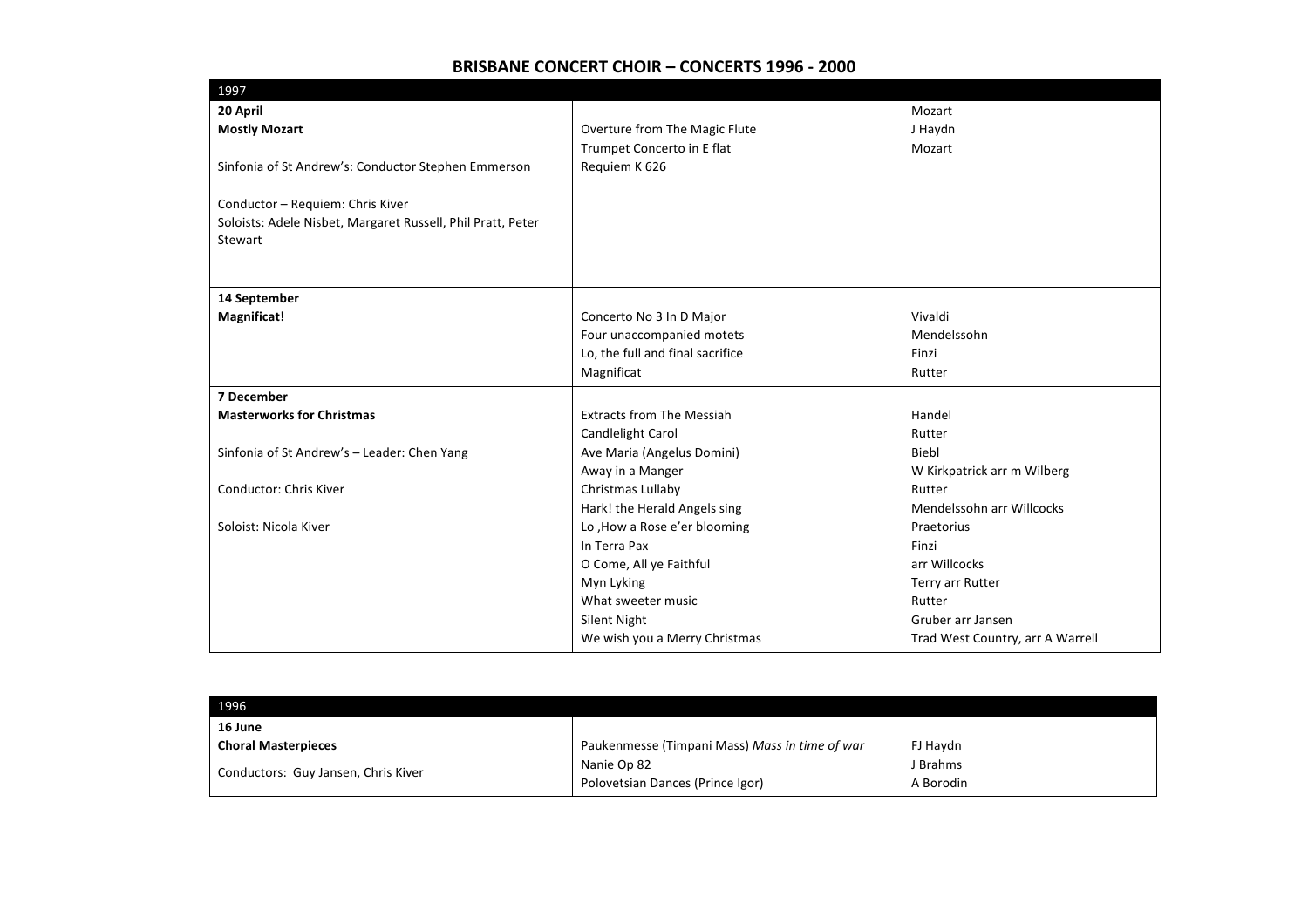# BRISBANE CONCERT CHOIR – CONCERTS 1996 - 2000

| 1997 | | |
|---|---|---|
| **20 April**<br>**Mostly Mozart**<br><br>Sinfonia of St Andrew's: Conductor Stephen Emmerson<br><br>Conductor – Requiem: Chris Kiver<br>Soloists: Adele Nisbet, Margaret Russell, Phil Pratt, Peter Stewart | Overture from The Magic Flute<br>Trumpet Concerto in E flat<br>Requiem K 626 | Mozart<br>J Haydn<br>Mozart |
| **14 September**<br>**Magnificat!** | Concerto No 3 In D Major<br>Four unaccompanied motets<br>Lo, the full and final sacrifice<br>Magnificat | Vivaldi<br>Mendelssohn<br>Finzi<br>Rutter |
| **7 December**<br>**Masterworks for Christmas**<br><br>Sinfonia of St Andrew's – Leader: Chen Yang<br><br>Conductor: Chris Kiver<br><br>Soloist: Nicola Kiver | Extracts from The Messiah<br>Candlelight Carol<br>Ave Maria (Angelus Domini)<br>Away in a Manger<br>Christmas Lullaby<br>Hark! the Herald Angels sing<br>Lo ,How a Rose e'er blooming<br>In Terra Pax<br>O Come, All ye Faithful<br>Myn Lyking<br>What sweeter music<br>Silent Night<br>We wish you a Merry Christmas | Handel<br>Rutter<br>Biebl<br>W Kirkpatrick arr m Wilberg<br>Rutter<br>Mendelssohn arr Willcocks<br>Praetorius<br>Finzi<br>arr Willcocks<br>Terry arr Rutter<br>Rutter<br>Gruber arr Jansen<br>Trad West Country, arr A Warrell |

| 1996 | | |
|---|---|---|
| **16 June**<br>**Choral Masterpieces**<br><br>Conductors: Guy Jansen, Chris Kiver | Paukenmesse (Timpani Mass) *Mass in time of war*<br>Nanie Op 82<br>Polovetsian Dances (Prince Igor) | FJ Haydn<br>J Brahms<br>A Borodin |